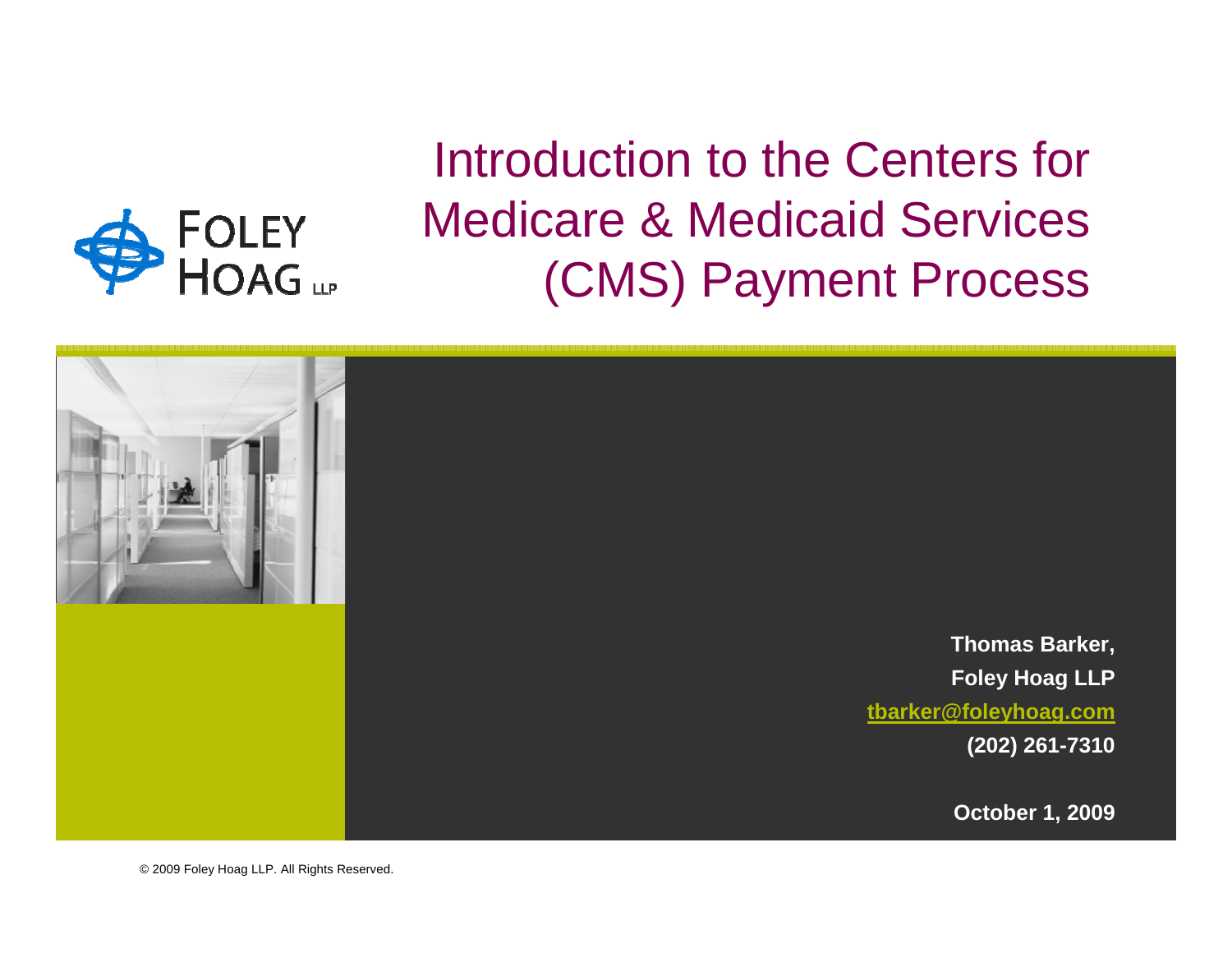# Introduction to the Centers for Medicare & Medicaid Services (CMS) Payment Process

**Thomas Barker,**

**Foley Hoag LLP**

**tbarker@foleyhoag.com**

**(202) 261-7310**

**October 1, 2009**

© 2009 Foley Hoag LLP. All Rights Reserved.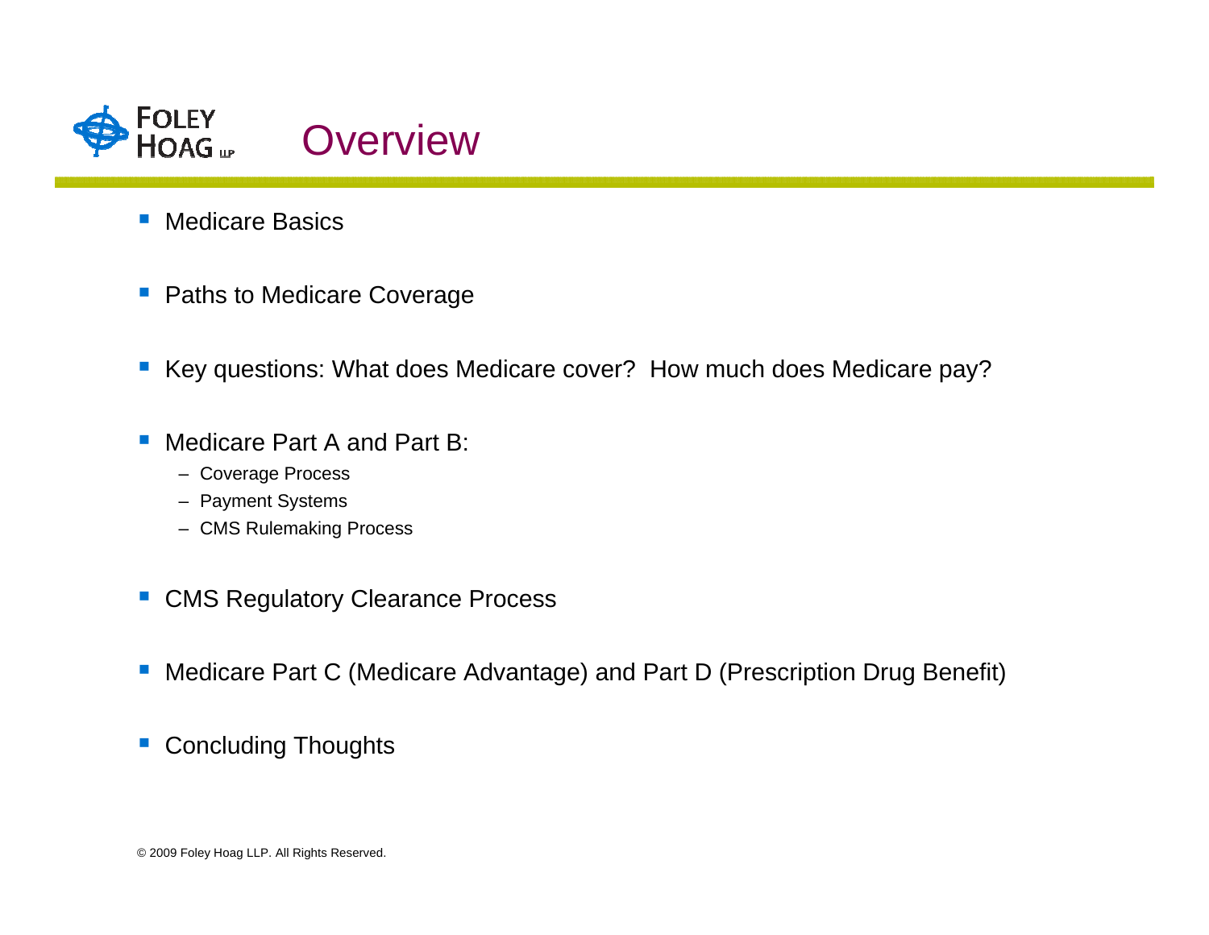# Overview

- Medicare Basics
- Paths to Medicare Coverage
- Key questions: What does Medicare cover? How much does Medicare pay?
- Medicare Part A and Part B:
  - Coverage Process
  - Payment Systems
  - CMS Rulemaking Process
- CMS Regulatory Clearance Process
- Medicare Part C (Medicare Advantage) and Part D (Prescription Drug Benefit)
- Concluding Thoughts

© 2009 Foley Hoag LLP. All Rights Reserved.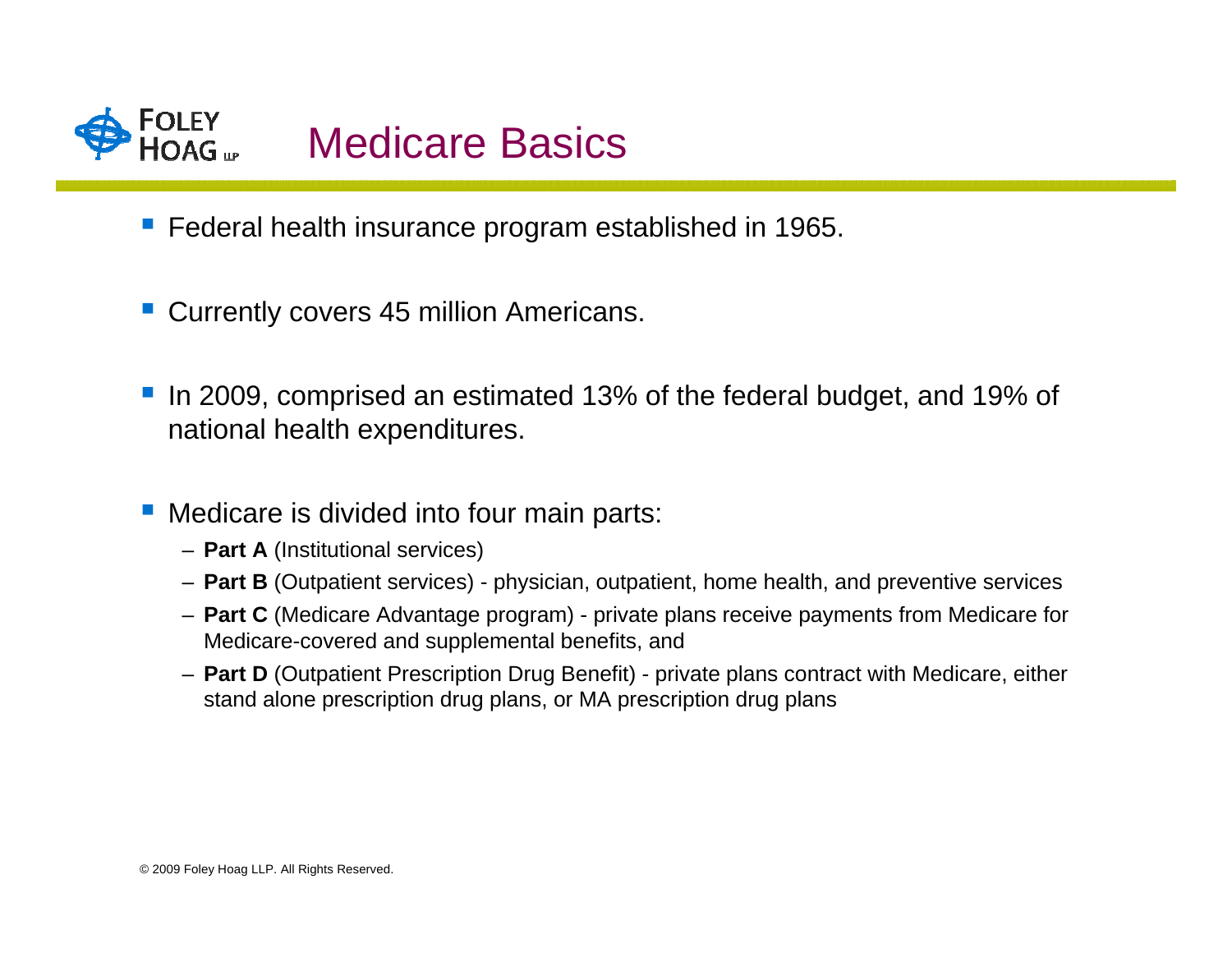# Medicare Basics

- Federal health insurance program established in 1965.
- Currently covers 45 million Americans.
- In 2009, comprised an estimated 13% of the federal budget, and 19% of national health expenditures.
- Medicare is divided into four main parts:
  - **Part A** (Institutional services)
  - **Part B** (Outpatient services) - physician, outpatient, home health, and preventive services
  - **Part C** (Medicare Advantage program) - private plans receive payments from Medicare for Medicare-covered and supplemental benefits, and
  - **Part D** (Outpatient Prescription Drug Benefit) - private plans contract with Medicare, either stand alone prescription drug plans, or MA prescription drug plans

© 2009 Foley Hoag LLP. All Rights Reserved.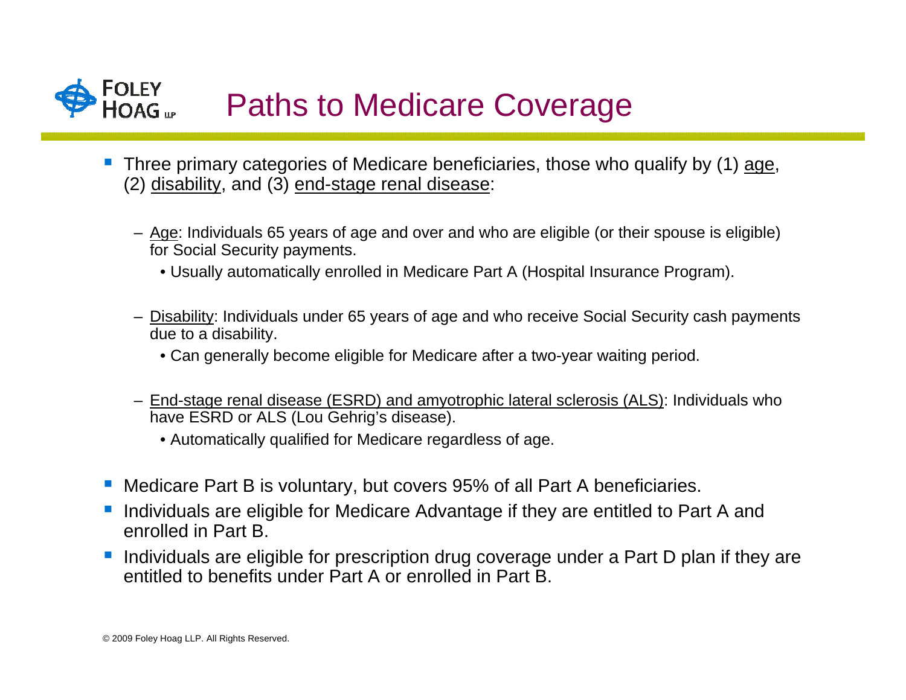# Paths to Medicare Coverage

- Three primary categories of Medicare beneficiaries, those who qualify by (1) age, (2) disability, and (3) end-stage renal disease:
  - Age: Individuals 65 years of age and over and who are eligible (or their spouse is eligible) for Social Security payments.
    - Usually automatically enrolled in Medicare Part A (Hospital Insurance Program).
  - Disability: Individuals under 65 years of age and who receive Social Security cash payments due to a disability.
    - Can generally become eligible for Medicare after a two-year waiting period.
  - End-stage renal disease (ESRD) and amyotrophic lateral sclerosis (ALS): Individuals who have ESRD or ALS (Lou Gehrig's disease).
    - Automatically qualified for Medicare regardless of age.
- Medicare Part B is voluntary, but covers 95% of all Part A beneficiaries.
- Individuals are eligible for Medicare Advantage if they are entitled to Part A and enrolled in Part B.
- Individuals are eligible for prescription drug coverage under a Part D plan if they are entitled to benefits under Part A or enrolled in Part B.

© 2009 Foley Hoag LLP. All Rights Reserved.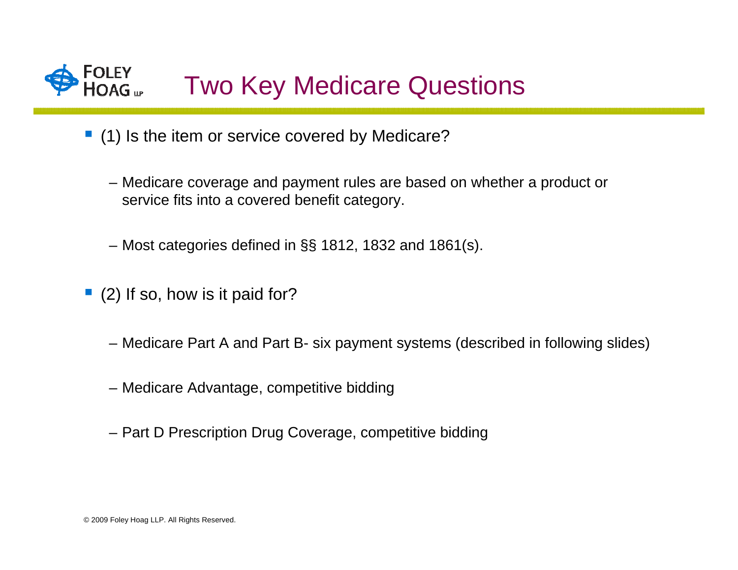# Two Key Medicare Questions

- (1) Is the item or service covered by Medicare?
  - Medicare coverage and payment rules are based on whether a product or service fits into a covered benefit category.
  - Most categories defined in §§ 1812, 1832 and 1861(s).
- (2) If so, how is it paid for?
  - Medicare Part A and Part B- six payment systems (described in following slides)
  - Medicare Advantage, competitive bidding
  - Part D Prescription Drug Coverage, competitive bidding

© 2009 Foley Hoag LLP. All Rights Reserved.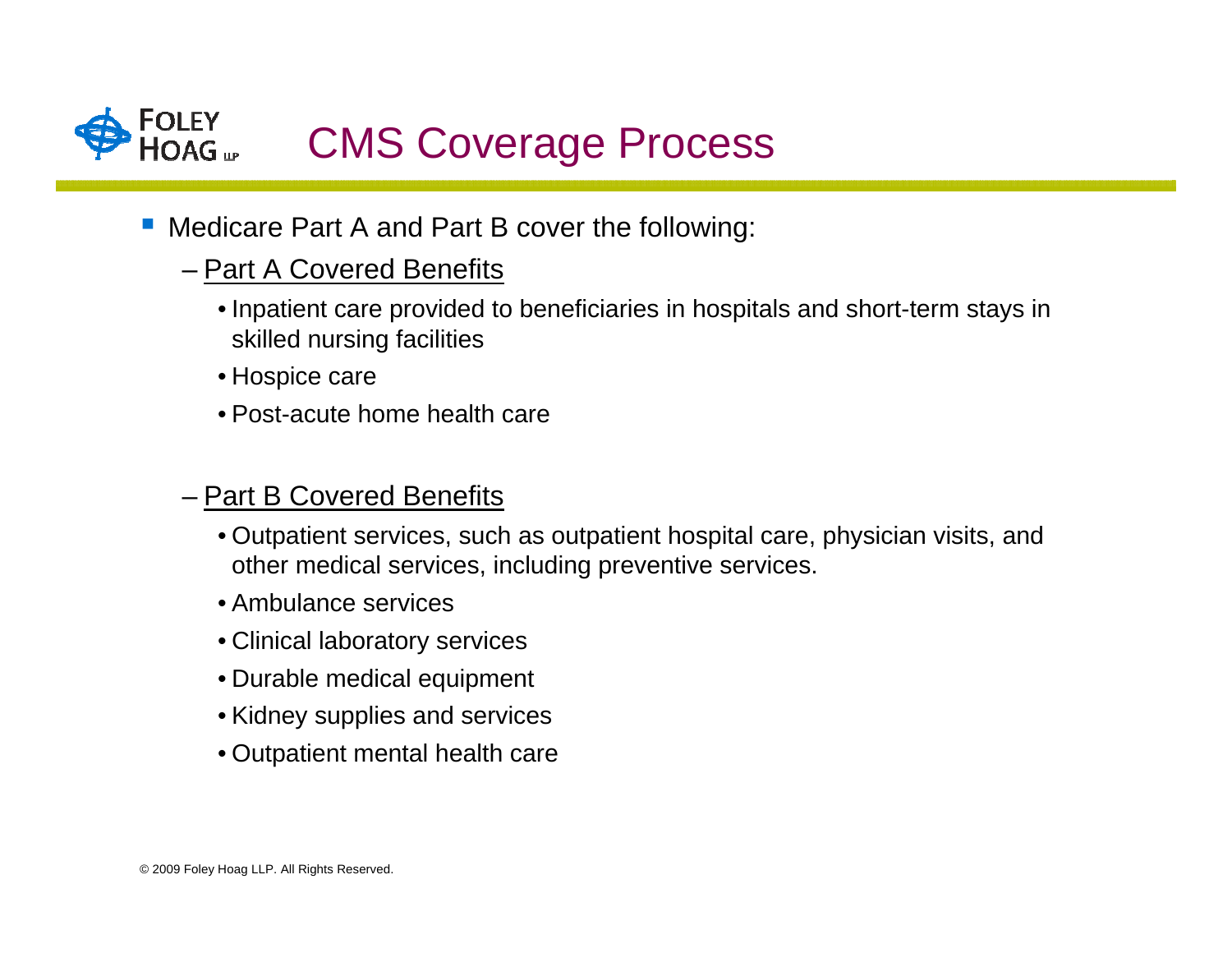# CMS Coverage Process

- Medicare Part A and Part B cover the following:
  - <u>Part A Covered Benefits</u>
    - Inpatient care provided to beneficiaries in hospitals and short-term stays in skilled nursing facilities
    - Hospice care
    - Post-acute home health care
  - <u>Part B Covered Benefits</u>
    - Outpatient services, such as outpatient hospital care, physician visits, and other medical services, including preventive services.
    - Ambulance services
    - Clinical laboratory services
    - Durable medical equipment
    - Kidney supplies and services
    - Outpatient mental health care

© 2009 Foley Hoag LLP. All Rights Reserved.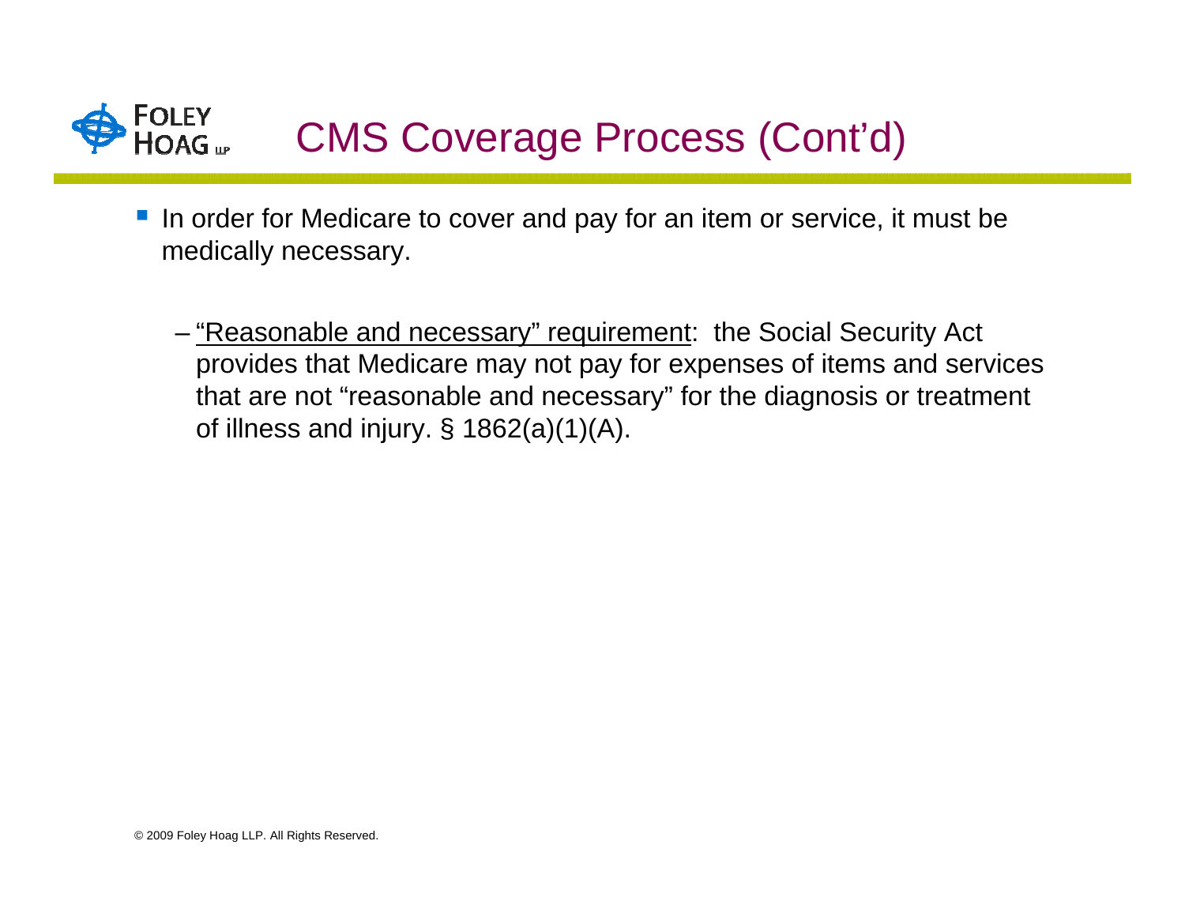# CMS Coverage Process (Cont'd)

- In order for Medicare to cover and pay for an item or service, it must be medically necessary.
  - <u>"Reasonable and necessary" requirement</u>: the Social Security Act provides that Medicare may not pay for expenses of items and services that are not "reasonable and necessary" for the diagnosis or treatment of illness and injury. § 1862(a)(1)(A).

© 2009 Foley Hoag LLP. All Rights Reserved.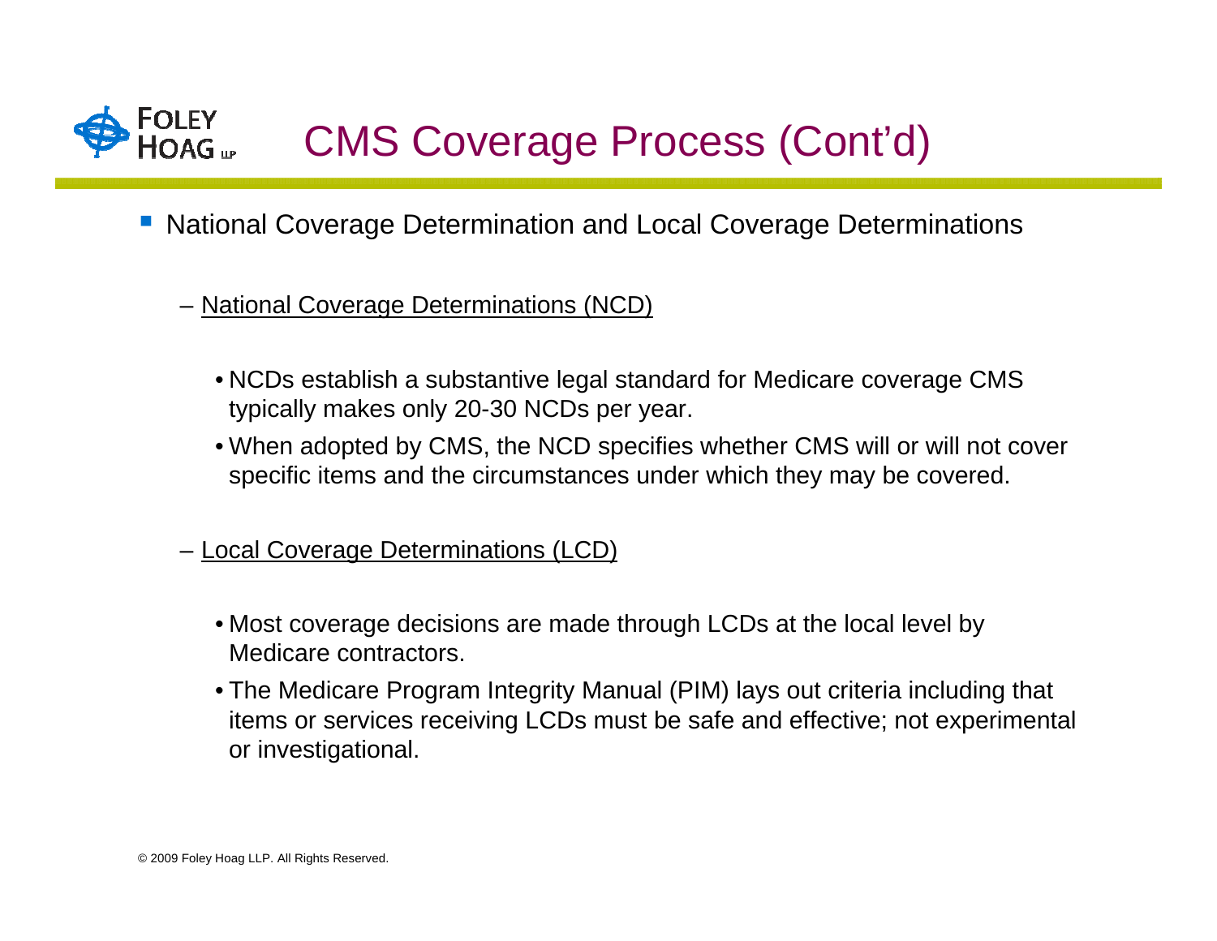# CMS Coverage Process (Cont'd)

- National Coverage Determination and Local Coverage Determinations

  – <u>National Coverage Determinations (NCD)</u>

    - NCDs establish a substantive legal standard for Medicare coverage CMS typically makes only 20-30 NCDs per year.
    - When adopted by CMS, the NCD specifies whether CMS will or will not cover specific items and the circumstances under which they may be covered.

  – <u>Local Coverage Determinations (LCD)</u>

    - Most coverage decisions are made through LCDs at the local level by Medicare contractors.
    - The Medicare Program Integrity Manual (PIM) lays out criteria including that items or services receiving LCDs must be safe and effective; not experimental or investigational.

© 2009 Foley Hoag LLP. All Rights Reserved.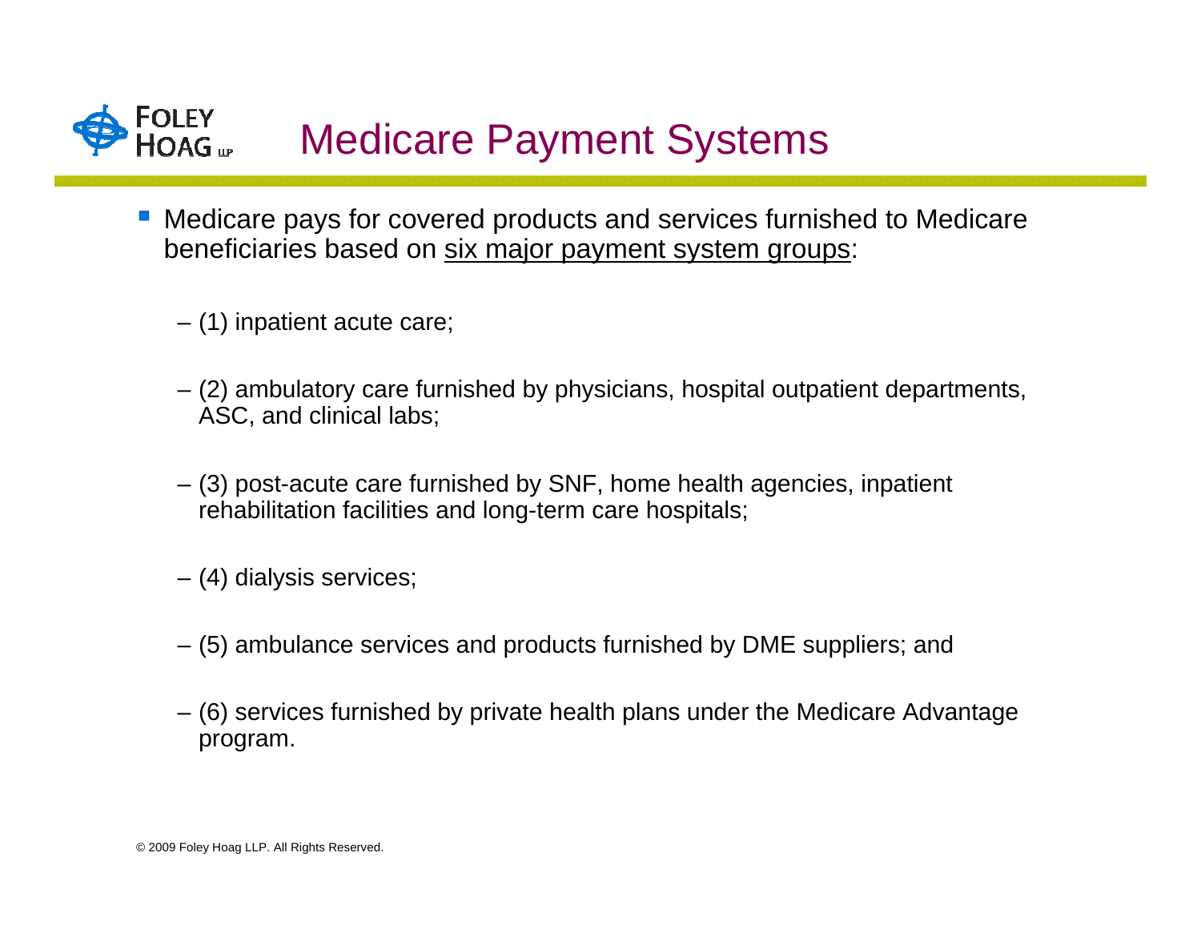# Medicare Payment Systems

- Medicare pays for covered products and services furnished to Medicare beneficiaries based on <u>six major payment system groups</u>:
  - (1) inpatient acute care;
  - (2) ambulatory care furnished by physicians, hospital outpatient departments, ASC, and clinical labs;
  - (3) post-acute care furnished by SNF, home health agencies, inpatient rehabilitation facilities and long-term care hospitals;
  - (4) dialysis services;
  - (5) ambulance services and products furnished by DME suppliers; and
  - (6) services furnished by private health plans under the Medicare Advantage program.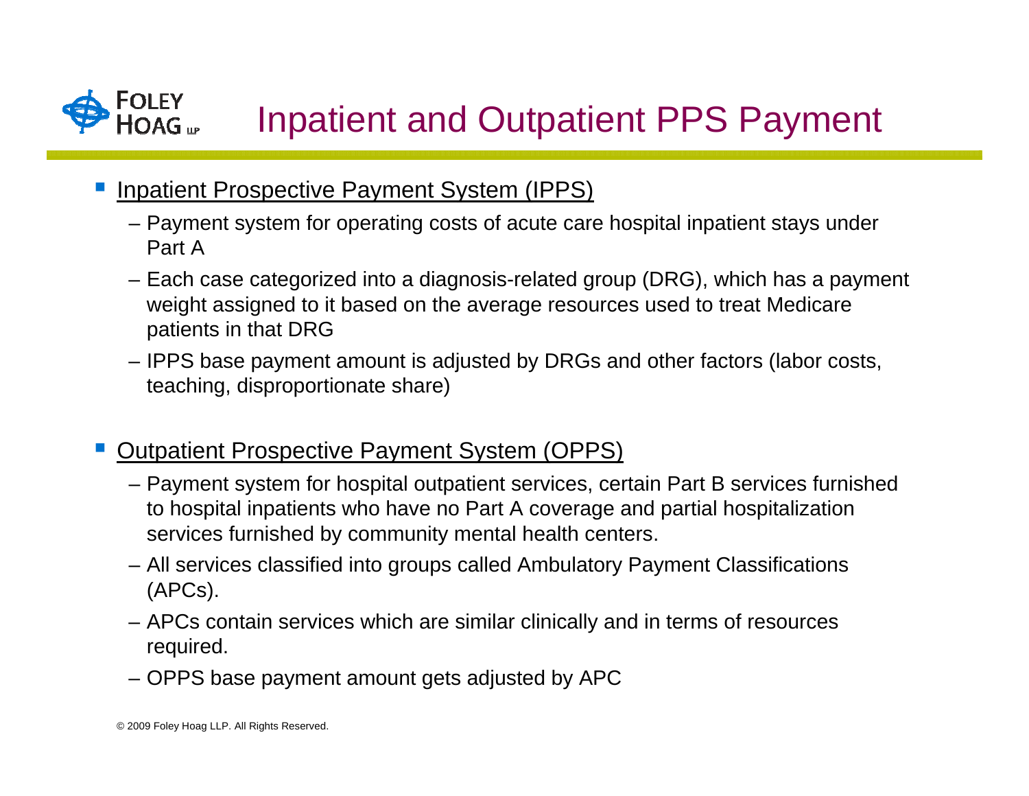# Inpatient and Outpatient PPS Payment

- Inpatient Prospective Payment System (IPPS)
  - Payment system for operating costs of acute care hospital inpatient stays under Part A
  - Each case categorized into a diagnosis-related group (DRG), which has a payment weight assigned to it based on the average resources used to treat Medicare patients in that DRG
  - IPPS base payment amount is adjusted by DRGs and other factors (labor costs, teaching, disproportionate share)

- Outpatient Prospective Payment System (OPPS)
  - Payment system for hospital outpatient services, certain Part B services furnished to hospital inpatients who have no Part A coverage and partial hospitalization services furnished by community mental health centers.
  - All services classified into groups called Ambulatory Payment Classifications (APCs).
  - APCs contain services which are similar clinically and in terms of resources required.
  - OPPS base payment amount gets adjusted by APC

© 2009 Foley Hoag LLP. All Rights Reserved.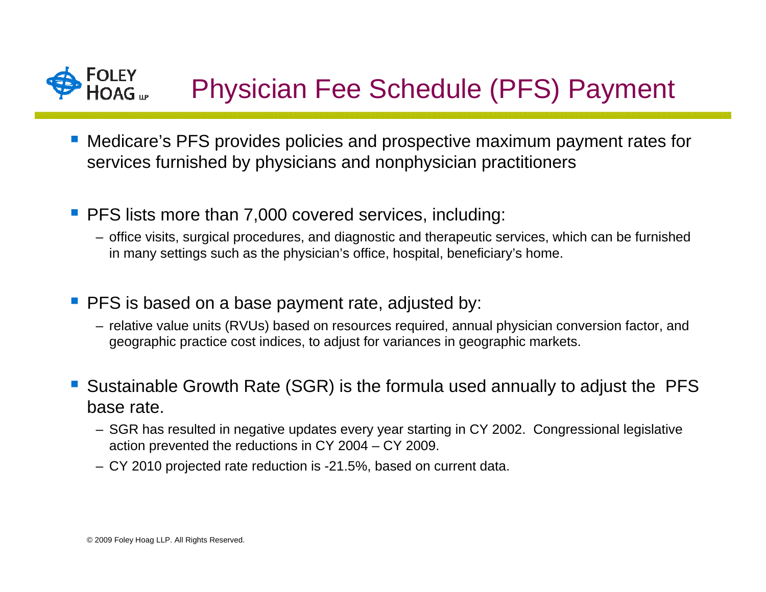# Physician Fee Schedule (PFS) Payment

- Medicare's PFS provides policies and prospective maximum payment rates for services furnished by physicians and nonphysician practitioners

- PFS lists more than 7,000 covered services, including:
  - office visits, surgical procedures, and diagnostic and therapeutic services, which can be furnished in many settings such as the physician's office, hospital, beneficiary's home.

- PFS is based on a base payment rate, adjusted by:
  - relative value units (RVUs) based on resources required, annual physician conversion factor, and geographic practice cost indices, to adjust for variances in geographic markets.

- Sustainable Growth Rate (SGR) is the formula used annually to adjust the PFS base rate.
  - SGR has resulted in negative updates every year starting in CY 2002. Congressional legislative action prevented the reductions in CY 2004 – CY 2009.
  - CY 2010 projected rate reduction is -21.5%, based on current data.

© 2009 Foley Hoag LLP. All Rights Reserved.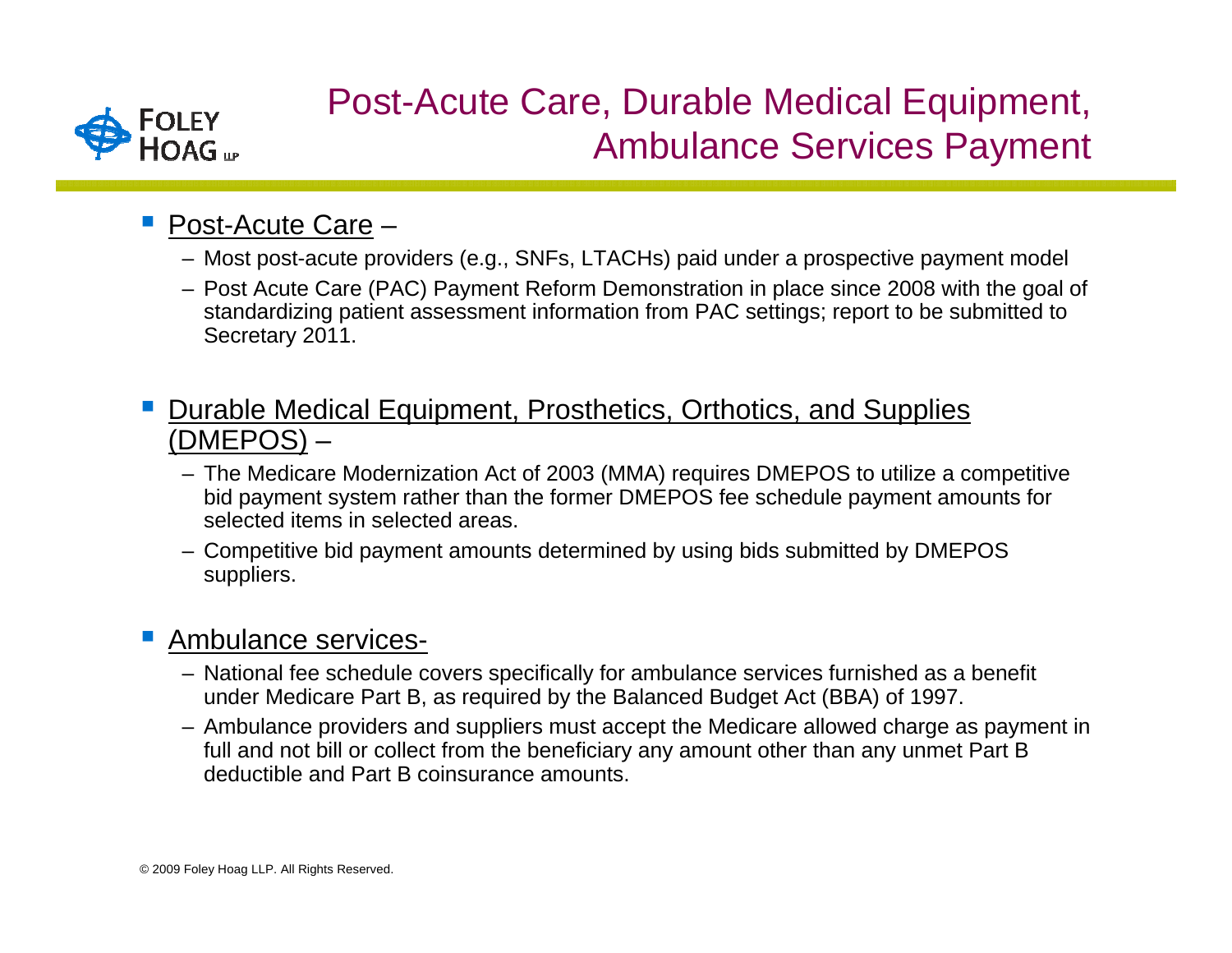# Post-Acute Care, Durable Medical Equipment, Ambulance Services Payment

- <u>Post-Acute Care</u> –
  - Most post-acute providers (e.g., SNFs, LTACHs) paid under a prospective payment model
  - Post Acute Care (PAC) Payment Reform Demonstration in place since 2008 with the goal of standardizing patient assessment information from PAC settings; report to be submitted to Secretary 2011.

- <u>Durable Medical Equipment, Prosthetics, Orthotics, and Supplies (DMEPOS)</u> –
  - The Medicare Modernization Act of 2003 (MMA) requires DMEPOS to utilize a competitive bid payment system rather than the former DMEPOS fee schedule payment amounts for selected items in selected areas.
  - Competitive bid payment amounts determined by using bids submitted by DMEPOS suppliers.

- <u>Ambulance services-</u>
  - National fee schedule covers specifically for ambulance services furnished as a benefit under Medicare Part B, as required by the Balanced Budget Act (BBA) of 1997.
  - Ambulance providers and suppliers must accept the Medicare allowed charge as payment in full and not bill or collect from the beneficiary any amount other than any unmet Part B deductible and Part B coinsurance amounts.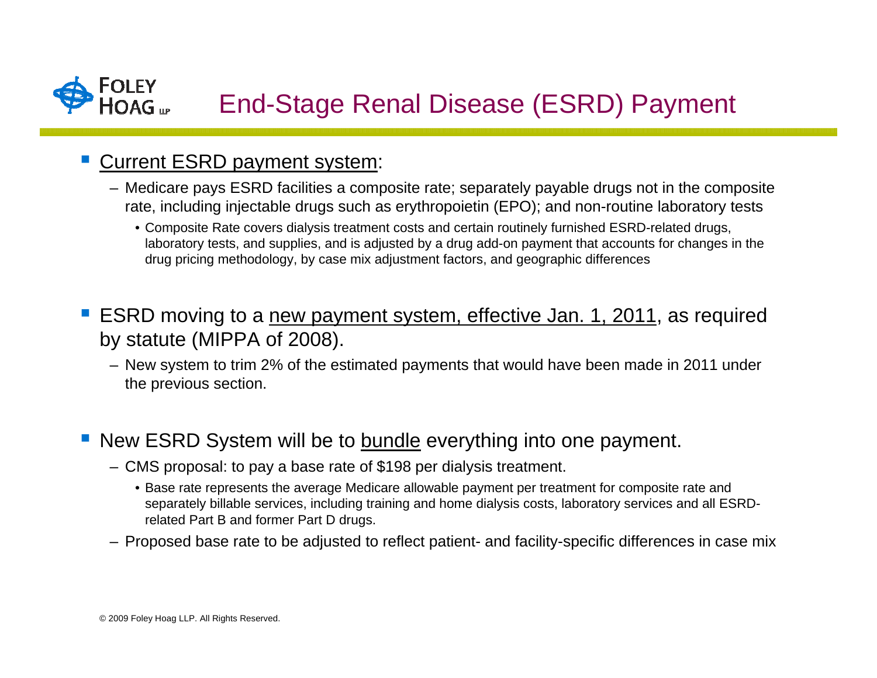# End-Stage Renal Disease (ESRD) Payment

- Current ESRD payment system:
  - Medicare pays ESRD facilities a composite rate; separately payable drugs not in the composite rate, including injectable drugs such as erythropoietin (EPO); and non-routine laboratory tests
    - Composite Rate covers dialysis treatment costs and certain routinely furnished ESRD-related drugs, laboratory tests, and supplies, and is adjusted by a drug add-on payment that accounts for changes in the drug pricing methodology, by case mix adjustment factors, and geographic differences

- ESRD moving to a new payment system, effective Jan. 1, 2011, as required by statute (MIPPA of 2008).
  - New system to trim 2% of the estimated payments that would have been made in 2011 under the previous section.

- New ESRD System will be to bundle everything into one payment.
  - CMS proposal: to pay a base rate of $198 per dialysis treatment.
    - Base rate represents the average Medicare allowable payment per treatment for composite rate and separately billable services, including training and home dialysis costs, laboratory services and all ESRD-related Part B and former Part D drugs.
  - Proposed base rate to be adjusted to reflect patient- and facility-specific differences in case mix

© 2009 Foley Hoag LLP. All Rights Reserved.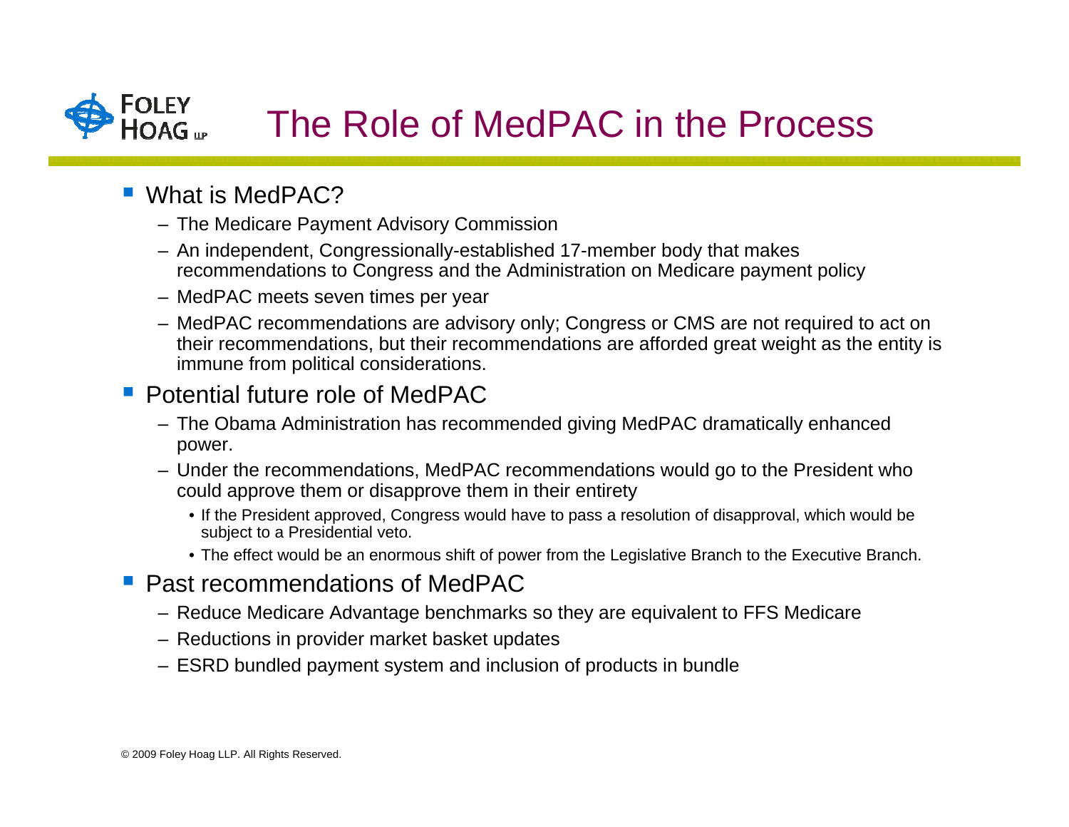# The Role of MedPAC in the Process

- What is MedPAC?
  - The Medicare Payment Advisory Commission
  - An independent, Congressionally-established 17-member body that makes recommendations to Congress and the Administration on Medicare payment policy
  - MedPAC meets seven times per year
  - MedPAC recommendations are advisory only; Congress or CMS are not required to act on their recommendations, but their recommendations are afforded great weight as the entity is immune from political considerations.
- Potential future role of MedPAC
  - The Obama Administration has recommended giving MedPAC dramatically enhanced power.
  - Under the recommendations, MedPAC recommendations would go to the President who could approve them or disapprove them in their entirety
    - If the President approved, Congress would have to pass a resolution of disapproval, which would be subject to a Presidential veto.
    - The effect would be an enormous shift of power from the Legislative Branch to the Executive Branch.
- Past recommendations of MedPAC
  - Reduce Medicare Advantage benchmarks so they are equivalent to FFS Medicare
  - Reductions in provider market basket updates
  - ESRD bundled payment system and inclusion of products in bundle

© 2009 Foley Hoag LLP. All Rights Reserved.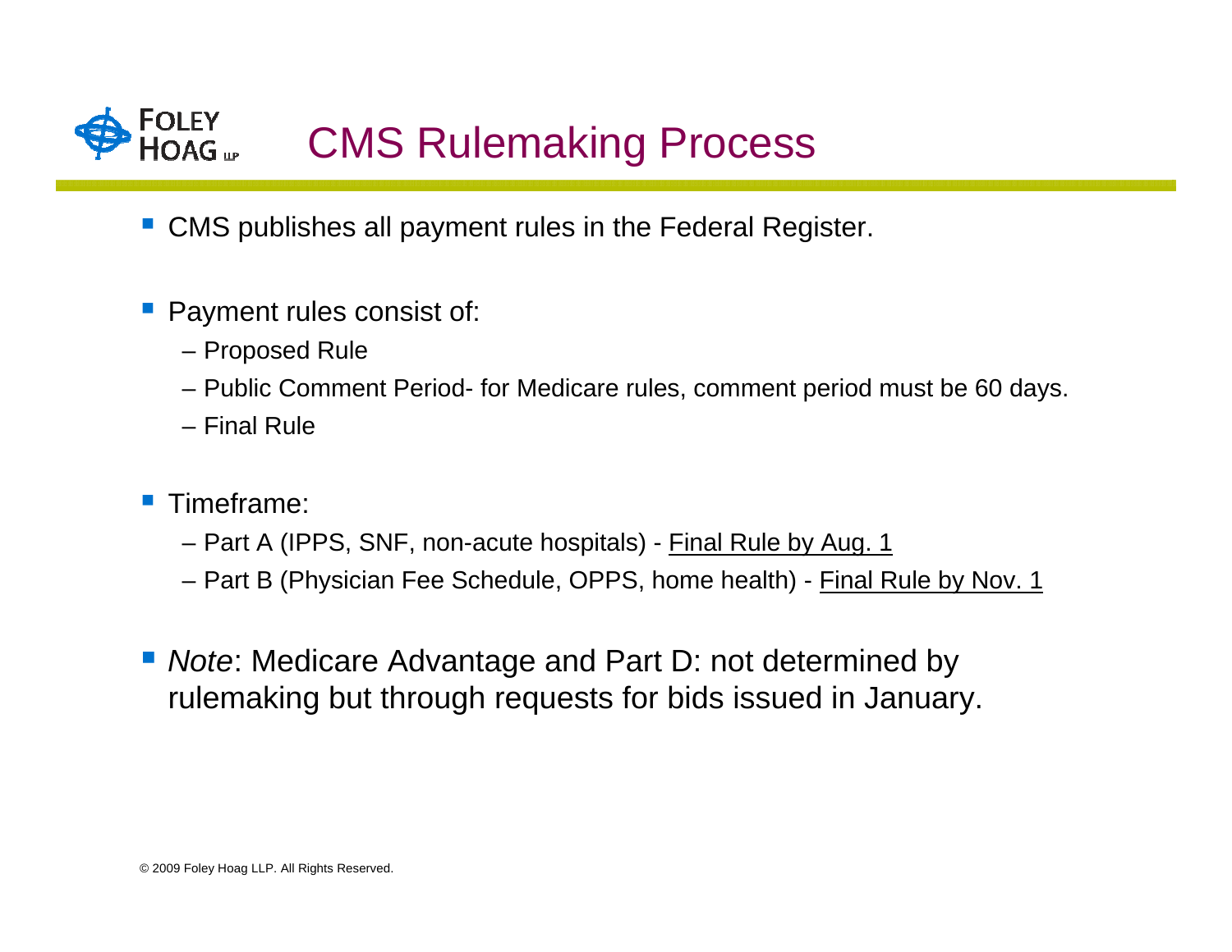# CMS Rulemaking Process

- CMS publishes all payment rules in the Federal Register.

- Payment rules consist of:
  - Proposed Rule
  - Public Comment Period- for Medicare rules, comment period must be 60 days.
  - Final Rule

- Timeframe:
  - Part A (IPPS, SNF, non-acute hospitals) - <u>Final Rule by Aug. 1</u>
  - Part B (Physician Fee Schedule, OPPS, home health) - <u>Final Rule by Nov. 1</u>

- *Note*: Medicare Advantage and Part D: not determined by rulemaking but through requests for bids issued in January.

© 2009 Foley Hoag LLP. All Rights Reserved.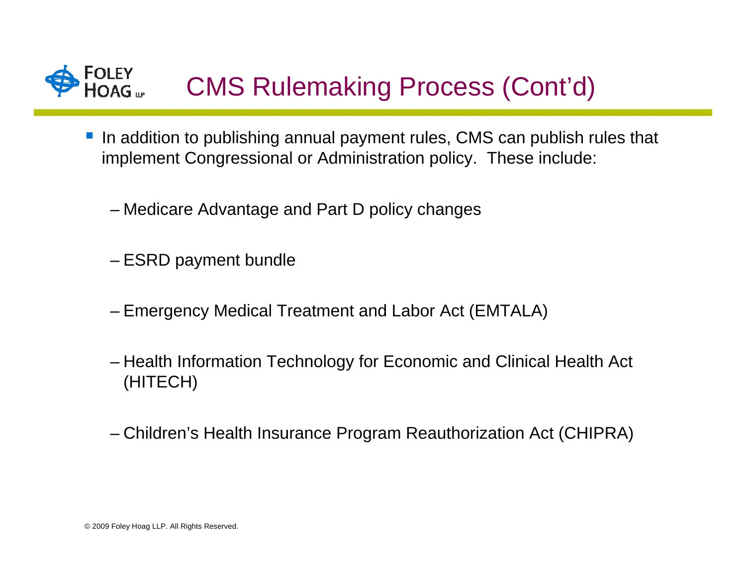# CMS Rulemaking Process (Cont'd)

- In addition to publishing annual payment rules, CMS can publish rules that implement Congressional or Administration policy. These include:
  - Medicare Advantage and Part D policy changes
  - ESRD payment bundle
  - Emergency Medical Treatment and Labor Act (EMTALA)
  - Health Information Technology for Economic and Clinical Health Act (HITECH)
  - Children's Health Insurance Program Reauthorization Act (CHIPRA)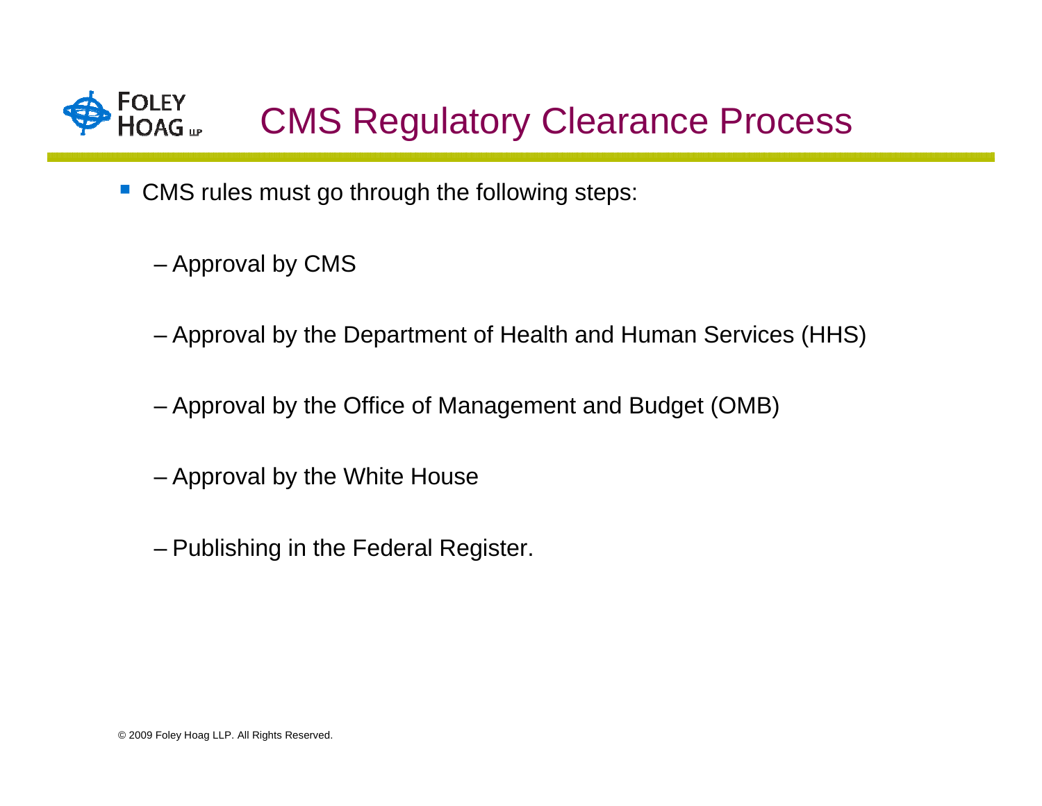# CMS Regulatory Clearance Process

- CMS rules must go through the following steps:
  - Approval by CMS
  - Approval by the Department of Health and Human Services (HHS)
  - Approval by the Office of Management and Budget (OMB)
  - Approval by the White House
  - Publishing in the Federal Register.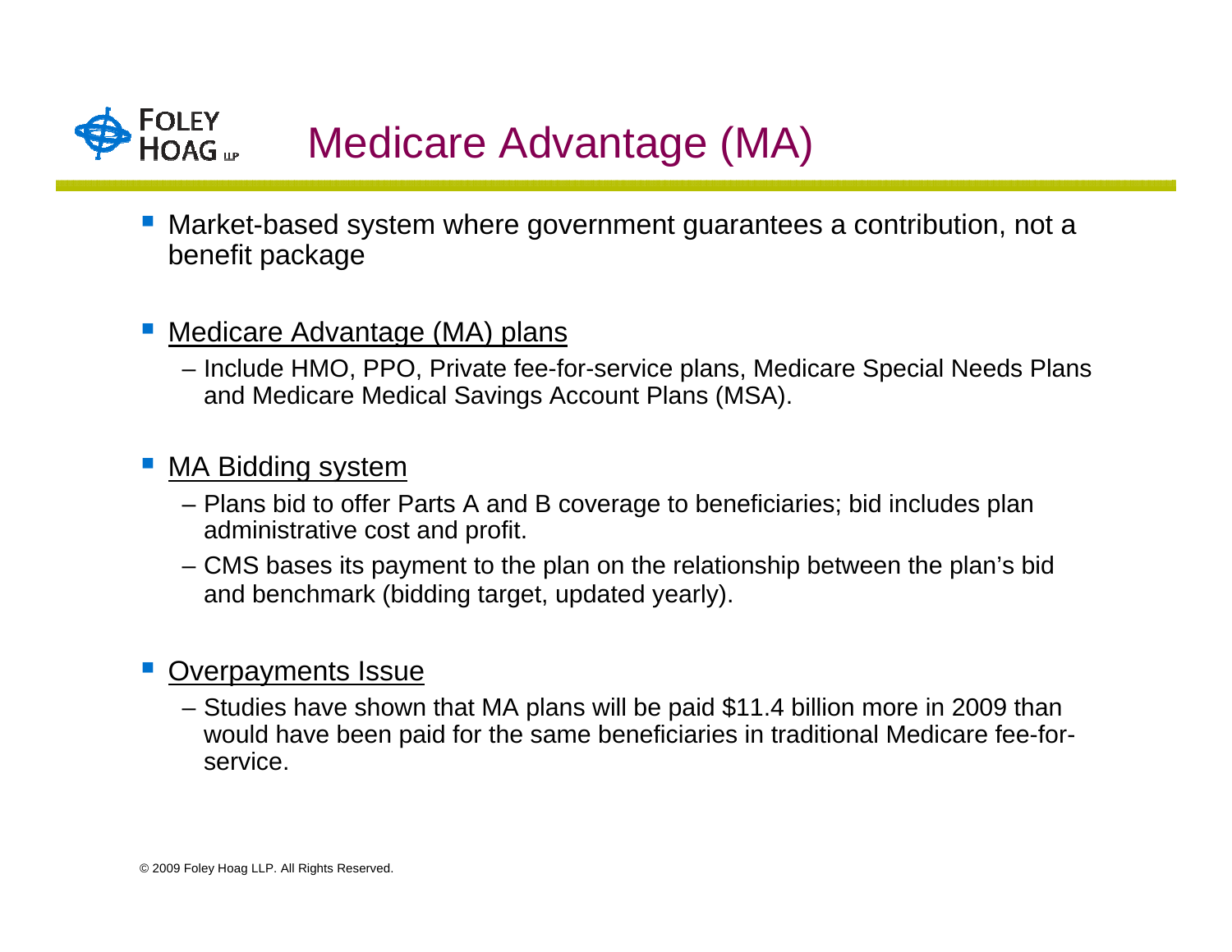# Medicare Advantage (MA)

- Market-based system where government guarantees a contribution, not a benefit package

- <u>Medicare Advantage (MA) plans</u>
  - Include HMO, PPO, Private fee-for-service plans, Medicare Special Needs Plans and Medicare Medical Savings Account Plans (MSA).

- <u>MA Bidding system</u>
  - Plans bid to offer Parts A and B coverage to beneficiaries; bid includes plan administrative cost and profit.
  - CMS bases its payment to the plan on the relationship between the plan's bid and benchmark (bidding target, updated yearly).

- <u>Overpayments Issue</u>
  - Studies have shown that MA plans will be paid $11.4 billion more in 2009 than would have been paid for the same beneficiaries in traditional Medicare fee-for-service.

© 2009 Foley Hoag LLP. All Rights Reserved.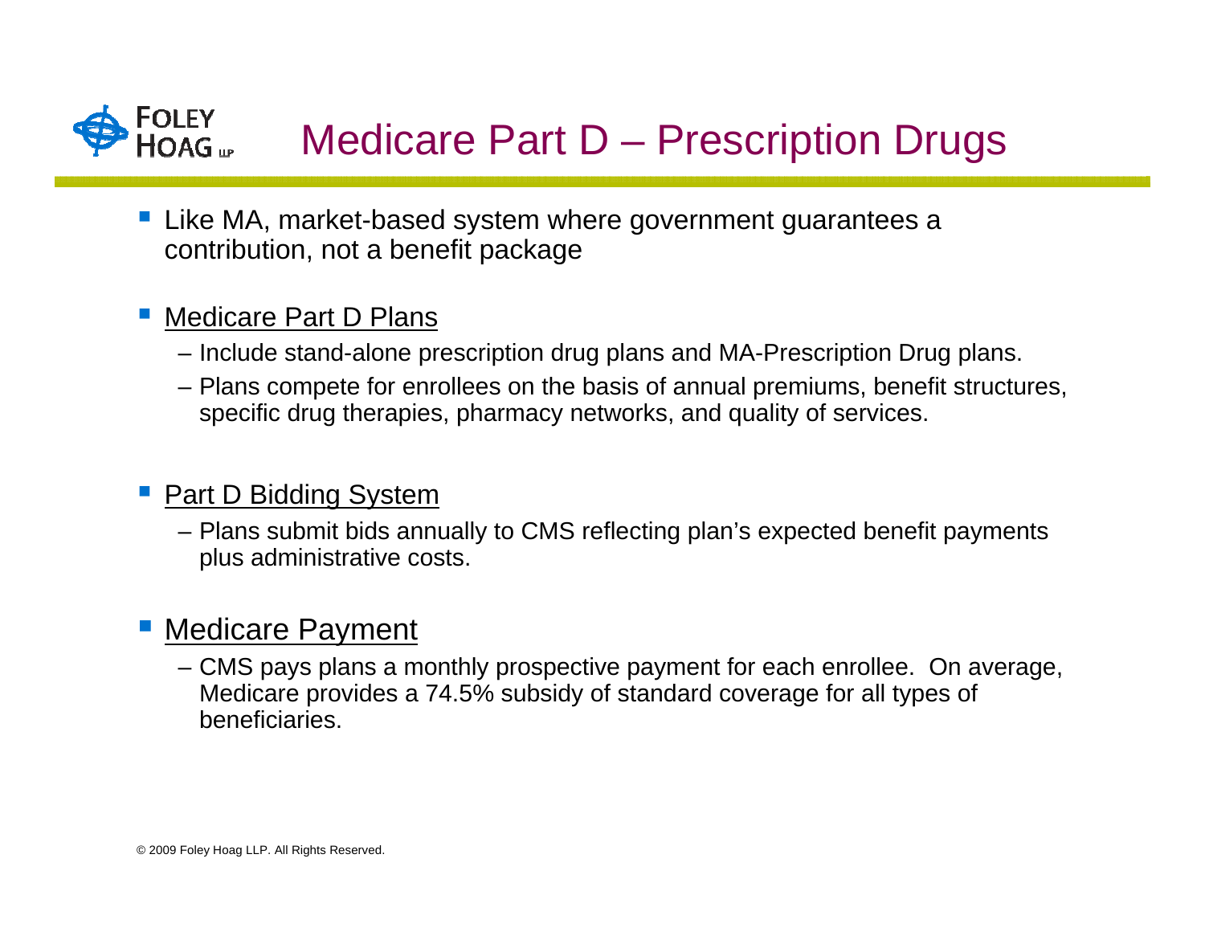# Medicare Part D – Prescription Drugs

- Like MA, market-based system where government guarantees a contribution, not a benefit package

- <u>Medicare Part D Plans</u>
  - Include stand-alone prescription drug plans and MA-Prescription Drug plans.
  - Plans compete for enrollees on the basis of annual premiums, benefit structures, specific drug therapies, pharmacy networks, and quality of services.

- <u>Part D Bidding System</u>
  - Plans submit bids annually to CMS reflecting plan's expected benefit payments plus administrative costs.

- <u>Medicare Payment</u>
  - CMS pays plans a monthly prospective payment for each enrollee. On average, Medicare provides a 74.5% subsidy of standard coverage for all types of beneficiaries.

© 2009 Foley Hoag LLP. All Rights Reserved.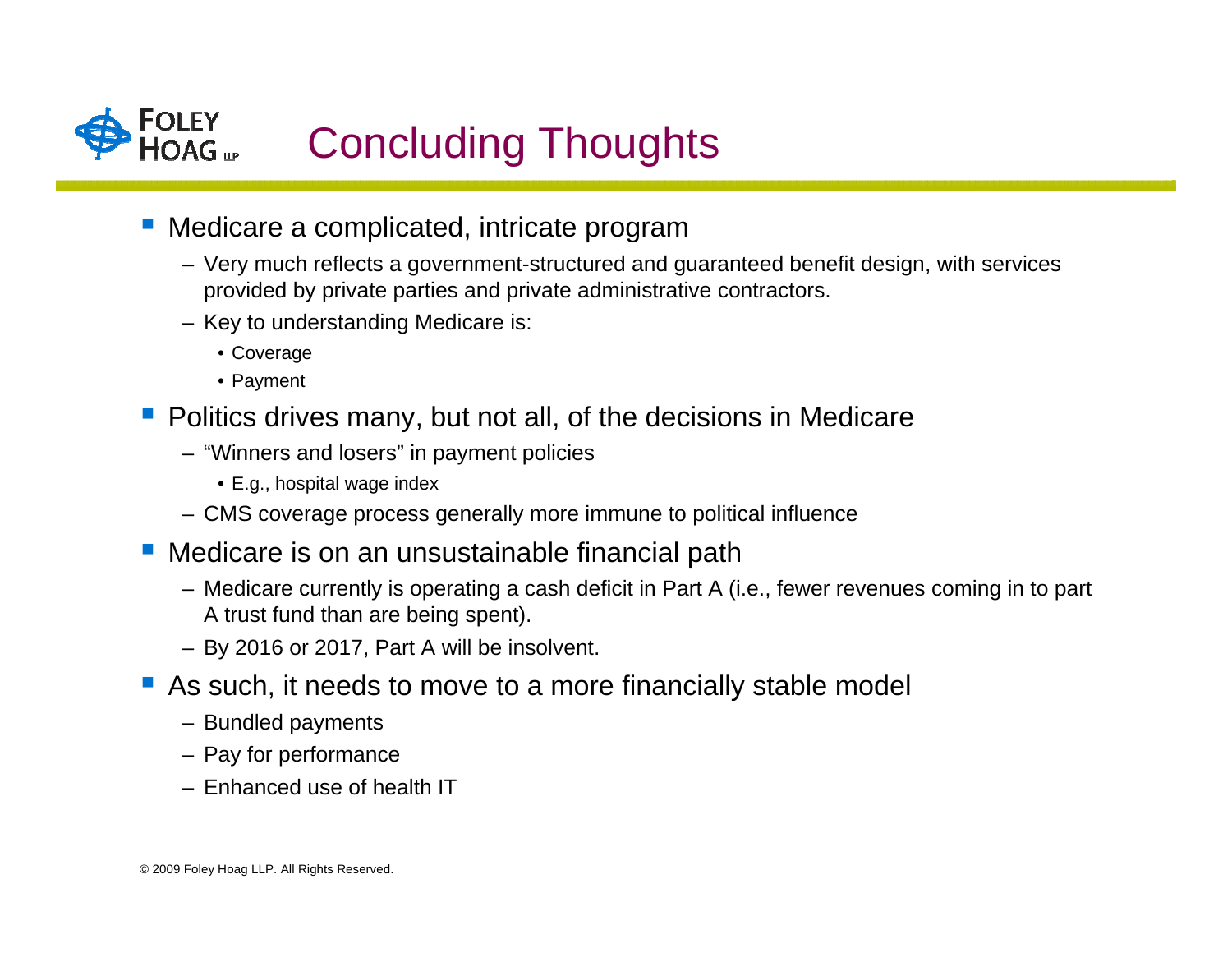# Concluding Thoughts

- Medicare a complicated, intricate program
  - Very much reflects a government-structured and guaranteed benefit design, with services provided by private parties and private administrative contractors.
  - Key to understanding Medicare is:
    - Coverage
    - Payment
- Politics drives many, but not all, of the decisions in Medicare
  - "Winners and losers" in payment policies
    - E.g., hospital wage index
  - CMS coverage process generally more immune to political influence
- Medicare is on an unsustainable financial path
  - Medicare currently is operating a cash deficit in Part A (i.e., fewer revenues coming in to part A trust fund than are being spent).
  - By 2016 or 2017, Part A will be insolvent.
- As such, it needs to move to a more financially stable model
  - Bundled payments
  - Pay for performance
  - Enhanced use of health IT

© 2009 Foley Hoag LLP. All Rights Reserved.